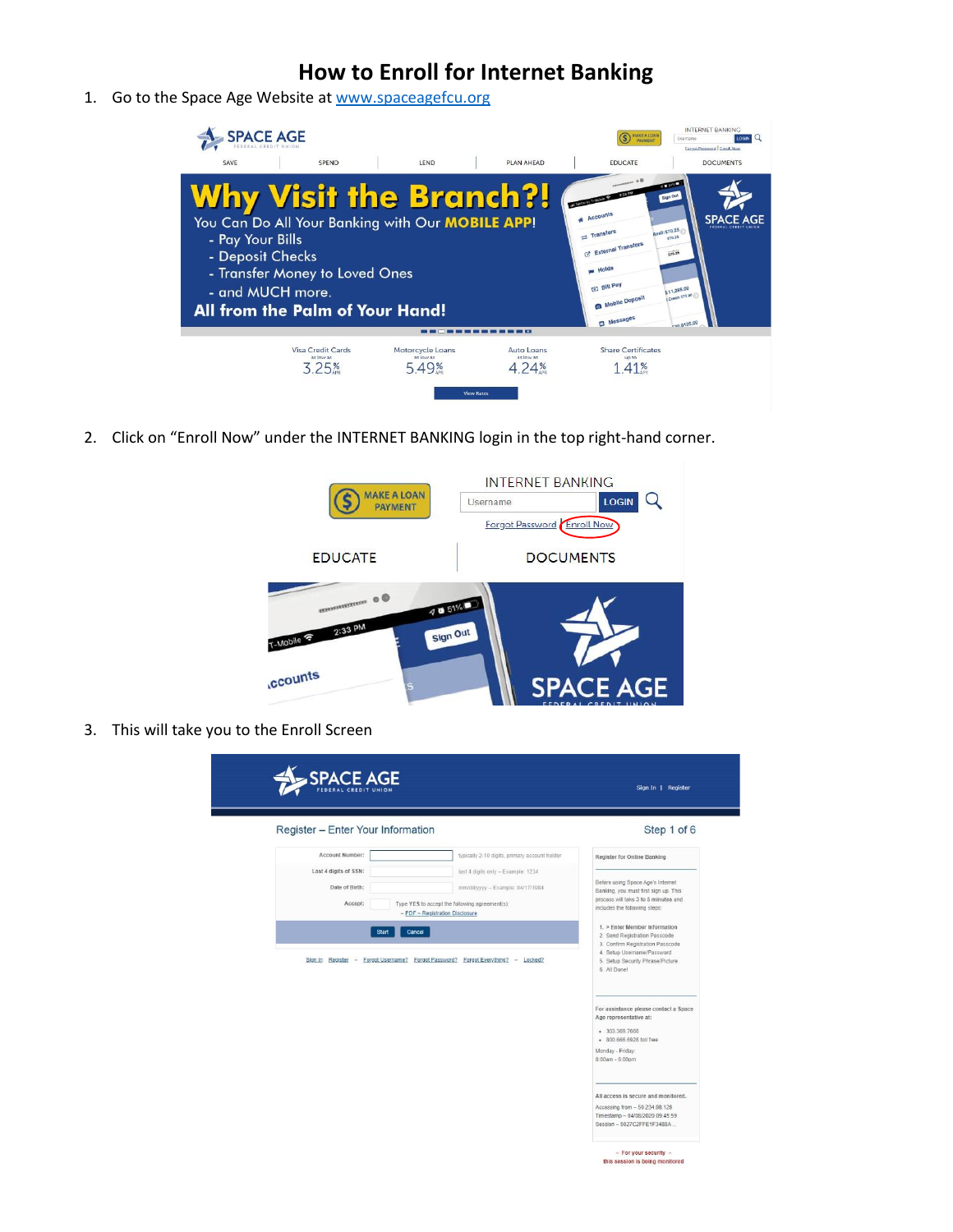# How to Enroll for Internet Banking

1. Go to the Space Age Website at [www.spaceagefcu.org](http://www.spaceagefcu.org)

2. Click on "Enroll Now" under the INTERNET BANKING login in the top right-hand corner.

3. This will take you to the Enroll Screen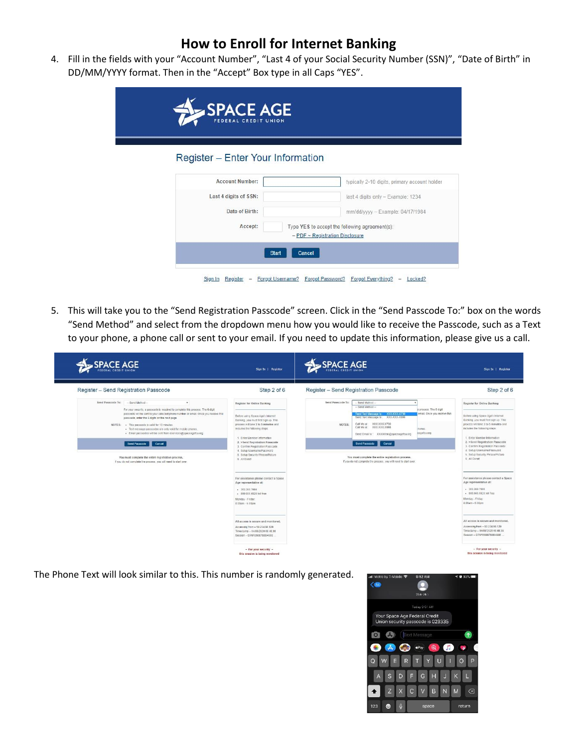# How to Enroll for Internet Banking

4. Fill in the fields with your "Account Number", "Last 4 of your Social Security Number (SSN)", "Date of Birth" in DD/MM/YYYY format. Then in the "Accept" Box type in all Caps "YES".

5. This will take you to the "Send Registration Passcode" screen. Click in the "Send Passcode To:" box on the words "Send Method" and select from the dropdown menu how you would like to receive the Passcode, such as a Text to your phone, a phone call or sent to your email. If you need to update this information, please give us a call.

The Phone Text will look similar to this. This number is randomly generated.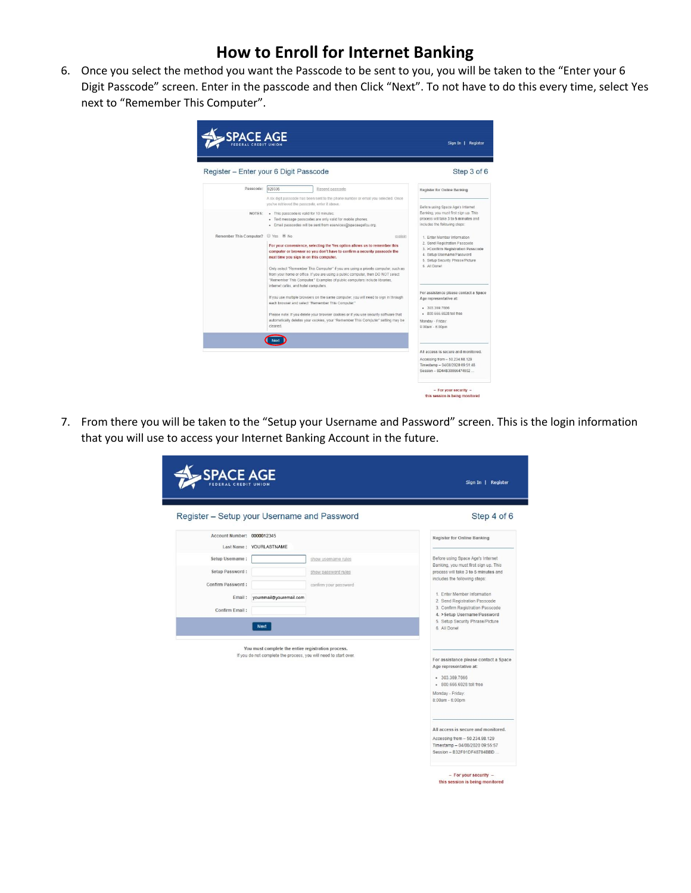# How to Enroll for Internet Banking

6. Once you select the method you want the Passcode to be sent to you, you will be taken to the "Enter your 6 Digit Passcode" screen. Enter in the passcode and then Click "Next". To not have to do this every time, select Yes next to "Remember This Computer".

7. From there you will be taken to the "Setup your Username and Password" screen. This is the login information that you will use to access your Internet Banking Account in the future.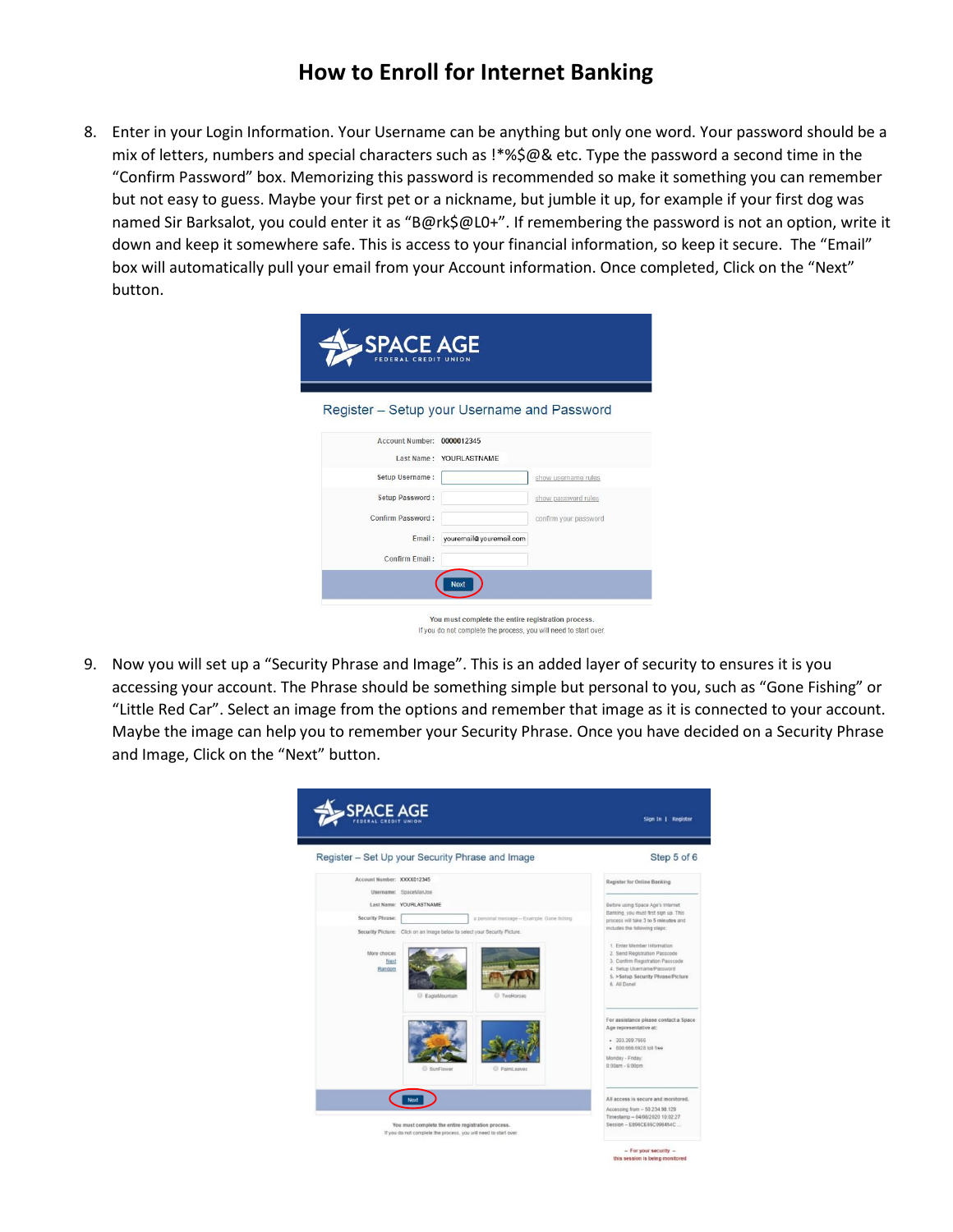# How to Enroll for Internet Banking

8. Enter in your Login Information. Your Username can be anything but only one word. Your password should be a mix of letters, numbers and special characters such as !*%$@& etc. Type the password a second time in the "Confirm Password" box. Memorizing this password is recommended so make it something you can remember but not easy to guess. Maybe your first pet or a nickname, but jumble it up, for example if your first dog was named Sir Barksalot, you could enter it as "B@rk$@L0+". If remembering the password is not an option, write it down and keep it somewhere safe. This is access to your financial information, so keep it secure. The "Email" box will automatically pull your email from your Account information. Once completed, Click on the "Next" button.

9. Now you will set up a "Security Phrase and Image". This is an added layer of security to ensures it is you accessing your account. The Phrase should be something simple but personal to you, such as "Gone Fishing" or "Little Red Car". Select an image from the options and remember that image as it is connected to your account. Maybe the image can help you to remember your Security Phrase. Once you have decided on a Security Phrase and Image, Click on the "Next" button.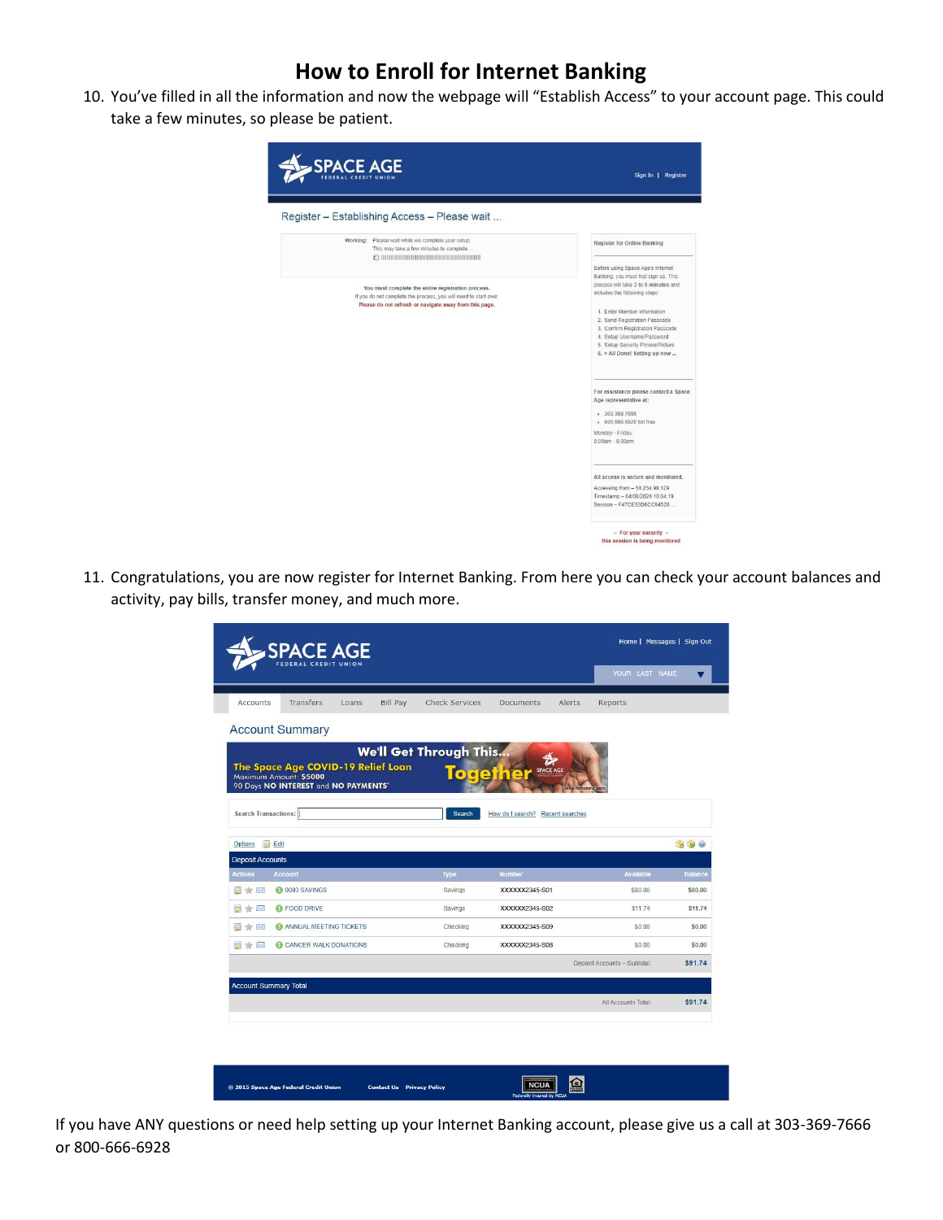# How to Enroll for Internet Banking

10. You've filled in all the information and now the webpage will "Establish Access" to your account page. This could take a few minutes, so please be patient.

11. Congratulations, you are now register for Internet Banking. From here you can check your account balances and activity, pay bills, transfer money, and much more.

If you have ANY questions or need help setting up your Internet Banking account, please give us a call at 303-369-7666 or 800-666-6928